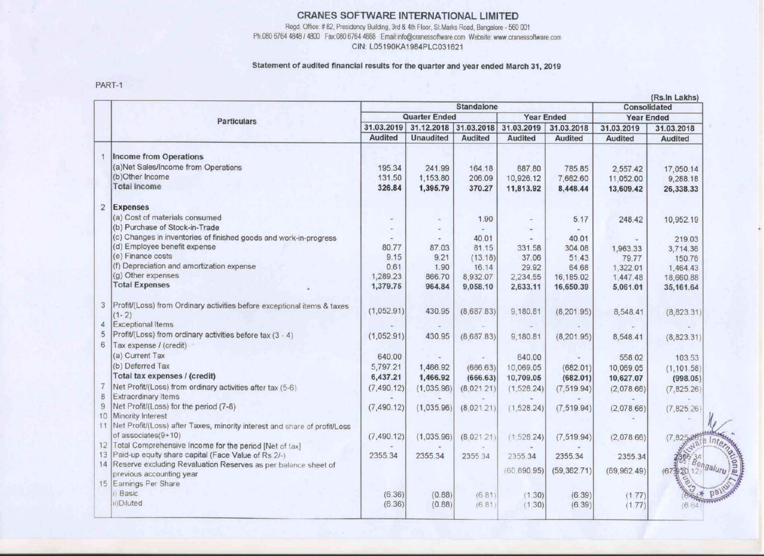# CRANES SOFTWARE INTERNATIONAL LIMITED

Regd. Office: # 82, Presidency Building, 3rd & 4th Floor, St.Marks Road, Bangalore - 560 001
Ph.080 6764 4848 / 4800 Fax:080 6764 4888 Email:info@cranessoftware.com Website: www.cranessoftware.com
CIN: L05190KA1984PLC031621

**Statement of audited financial results for the quarter and year ended March 31, 2019**

PART-1

(Rs.In Lakhs)

| | Particulars | Standalone | | | | | Consolidated | |
|---|---|---|---|---|---|---|---|---|
| | | Quarter Ended | | | Year Ended | | Year Ended | |
| | | 31.03.2019 | 31.12.2018 | 31.03.2018 | 31.03.2019 | 31.03.2018 | 31.03.2019 | 31.03.2018 |
| | | Audited | Unaudited | Audited | Audited | Audited | Audited | Audited |
| 1 | **Income from Operations** | | | | | | | |
| | (a)Net Sales/Income from Operations | 195.34 | 241.99 | 164.18 | 887.80 | 785.85 | 2,557.42 | 17,050.14 |
| | (b)Other Income | 131.50 | 1,153.80 | 206.09 | 10,926.12 | 7,662.60 | 11,052.00 | 9,288.18 |
| | **Total Income** | **326.84** | **1,395.79** | **370.27** | **11,813.92** | **8,448.44** | **13,609.42** | **26,338.33** |
| 2 | **Expenses** | | | | | | | |
| | (a) Cost of materials consumed | - | - | 1.90 | - | 5.17 | 248.42 | 10,952.19 |
| | (b) Purchase of Stock-in-Trade | - | - | - | - | - | | |
| | (c) Changes in inventories of finished goods and work-in-progress | - | - | 40.01 | - | 40.01 | - | 219.03 |
| | (d) Employee benefit expense | 80.77 | 87.03 | 81.15 | 331.58 | 304.08 | 1,963.33 | 3,714.36 |
| | (e) Finance costs | 9.15 | 9.21 | (13.18) | 37.06 | 51.43 | 79.77 | 150.76 |
| | (f) Depreciation and amortization expense | 0.61 | 1.90 | 16.14 | 29.92 | 64.68 | 1,322.01 | 1,464.43 |
| | (g) Other expenses | 1,289.23 | 866.70 | 8,932.07 | 2,234.55 | 16,185.02 | 1,447.48 | 18,660.88 |
| | **Total Expenses** | **1,379.75** | **964.84** | **9,058.10** | **2,633.11** | **16,650.39** | **5,061.01** | **35,161.64** |
| 3 | Profit/(Loss) from Ordinary activities before exceptional items & taxes (1- 2) | (1,052.91) | 430.95 | (8,687.83) | 9,180.81 | (8,201.95) | 8,548.41 | (8,823.31) |
| 4 | Exceptional Items | - | - | - | - | - | - | - |
| 5 | Profit/(Loss) from ordinary activities before tax (3 - 4) | (1,052.91) | 430.95 | (8,687.83) | 9,180.81 | (8,201.95) | 8,548.41 | (8,823.31) |
| 6 | Tax expense / (credit) | | | | | | | |
| | (a) Current Tax | 640.00 | - | - | 640.00 | - | 558.02 | 103.53 |
| | (b) Deferred Tax | 5,797.21 | 1,466.92 | (666.63) | 10,069.05 | (682.01) | 10,069.05 | (1,101.58) |
| | **Total tax expenses / (credit)** | **6,437.21** | **1,466.92** | **(666.63)** | **10,709.05** | **(682.01)** | **10,627.07** | **(998.05)** |
| 7 | Net Profit/(Loss) from ordinary activities after tax (5-6) | (7,490.12) | (1,035.96) | (8,021.21) | (1,528.24) | (7,519.94) | (2,078.66) | (7,825.26) |
| 8 | Extraordinary Items | - | - | - | - | - | - | - |
| 9 | Net Profit/(Loss) for the period (7-8) | (7,490.12) | (1,035.96) | (8,021.21) | (1,528.24) | (7,519.94) | (2,078.66) | (7,825.26) |
| 10 | Minority Interest | | | | | | - | - |
| 11 | Net Profit/(Loss) after Taxes, minority interest and share of profit/Loss of associates(9+10) | (7,490.12) | (1,035.96) | (8,021.21) | (1,528.24) | (7,519.94) | (2,078.66) | (7,825.26) |
| 12 | Total Comprehensive Income for the period [Net of tax] | - | - | - | - | - | | |
| 13 | Paid-up equity share capital (Face Value of Rs.2/-) | 2355.34 | 2355.34 | 2355.34 | 2355.34 | 2355.34 | 2355.34 | 2355.34 |
| 14 | Reserve excluding Revaluation Reserves as per balance sheet of previous accounting year | | | | (60,890.95) | (59,362.71) | (69,962.49) | (67,920.12) |
| 15 | Earnings Per Share | | | | | | | |
| | i) Basic | (6.36) | (0.88) | (6.81) | (1.30) | (6.39) | (1.77) | (6.64) |
| | ii)Diluted | (6.36) | (0.88) | (6.81) | (1.30) | (6.39) | (1.77) | (6.64) |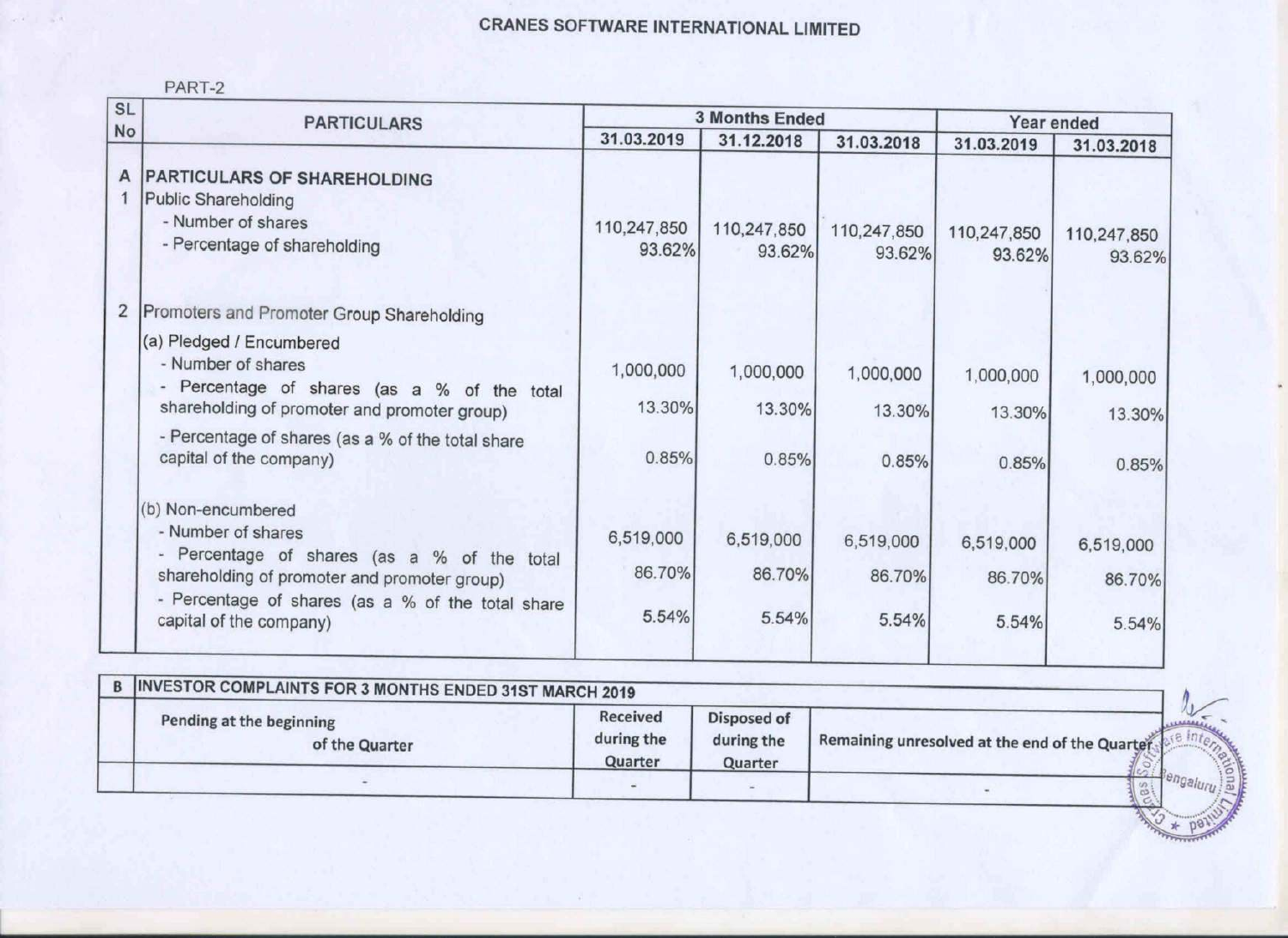# CRANES SOFTWARE INTERNATIONAL LIMITED

PART-2

| SL No | PARTICULARS | 3 Months Ended | | | Year ended | |
|---|---|---|---|---|---|---|
| | | 31.03.2019 | 31.12.2018 | 31.03.2018 | 31.03.2019 | 31.03.2018 |
| A | **PARTICULARS OF SHAREHOLDING** | | | | | |
| 1 | Public Shareholding | | | | | |
| | - Number of shares | 110,247,850 | 110,247,850 | 110,247,850 | 110,247,850 | 110,247,850 |
| | - Percentage of shareholding | 93.62% | 93.62% | 93.62% | 93.62% | 93.62% |
| 2 | Promoters and Promoter Group Shareholding | | | | | |
| | (a) Pledged / Encumbered | | | | | |
| | - Number of shares | 1,000,000 | 1,000,000 | 1,000,000 | 1,000,000 | 1,000,000 |
| | - Percentage of shares (as a % of the total shareholding of promoter and promoter group) | 13.30% | 13.30% | 13.30% | 13.30% | 13.30% |
| | - Percentage of shares (as a % of the total share capital of the company) | 0.85% | 0.85% | 0.85% | 0.85% | 0.85% |
| | (b) Non-encumbered | | | | | |
| | - Number of shares | 6,519,000 | 6,519,000 | 6,519,000 | 6,519,000 | 6,519,000 |
| | - Percentage of shares (as a % of the total shareholding of promoter and promoter group) | 86.70% | 86.70% | 86.70% | 86.70% | 86.70% |
| | - Percentage of shares (as a % of the total share capital of the company) | 5.54% | 5.54% | 5.54% | 5.54% | 5.54% |

| B | INVESTOR COMPLAINTS FOR 3 MONTHS ENDED 31ST MARCH 2019 | | | |
|---|---|---|---|---|
| | Pending at the beginning of the Quarter | Received during the Quarter | Disposed of during the Quarter | Remaining unresolved at the end of the Quarter |
| | - | - | - | - |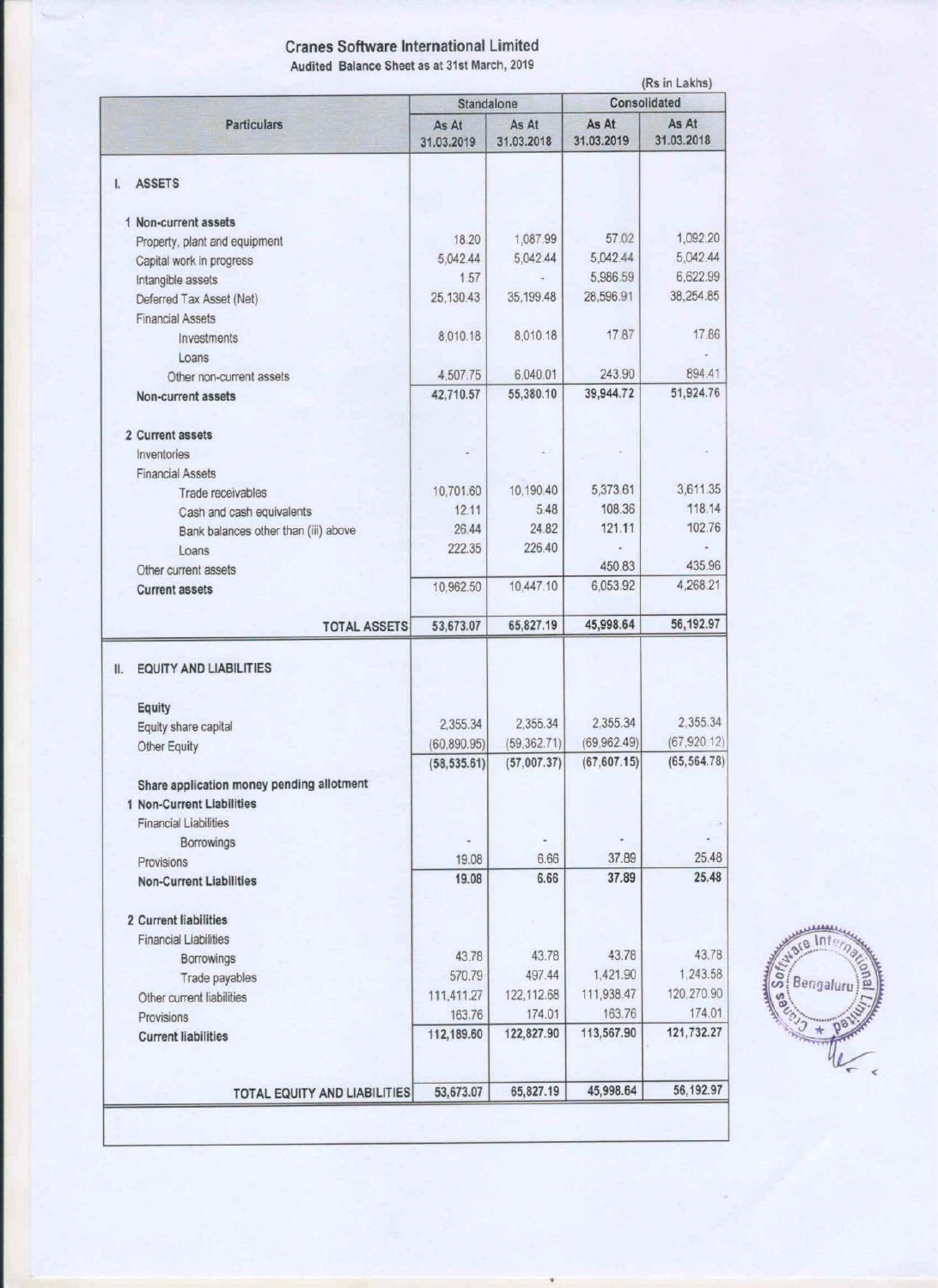# Cranes Software International Limited

Audited Balance Sheet as at 31st March, 2019

(Rs in Lakhs)

| Particulars | Standalone | | Consolidated | |
|---|---|---|---|---|
| | As At 31.03.2019 | As At 31.03.2018 | As At 31.03.2019 | As At 31.03.2018 |
| **I. ASSETS** | | | | |
| **1 Non-current assets** | | | | |
| Property, plant and equipment | 18.20 | 1,087.99 | 57.02 | 1,092.20 |
| Capital work in progress | 5,042.44 | 5,042.44 | 5,042.44 | 5,042.44 |
| Intangible assets | 1.57 | - | 5,986.59 | 6,622.99 |
| Deferred Tax Asset (Net) | 25,130.43 | 35,199.48 | 28,596.91 | 38,254.85 |
| Financial Assets | | | | |
| Investments | 8,010.18 | 8,010.18 | 17.87 | 17.86 |
| Loans | | | | - |
| Other non-current assets | 4,507.75 | 6,040.01 | 243.90 | 894.41 |
| **Non-current assets** | 42,710.57 | 55,380.10 | 39,944.72 | 51,924.76 |
| **2 Current assets** | | | | |
| Inventories | - | - | - | - |
| Financial Assets | | | | |
| Trade receivables | 10,701.60 | 10,190.40 | 5,373.61 | 3,611.35 |
| Cash and cash equivalents | 12.11 | 5.48 | 108.36 | 118.14 |
| Bank balances other than (iii) above | 26.44 | 24.82 | 121.11 | 102.76 |
| Loans | 222.35 | 226.40 | - | - |
| Other current assets | | | 450.83 | 435.96 |
| **Current assets** | 10,962.50 | 10,447.10 | 6,053.92 | 4,268.21 |
| **TOTAL ASSETS** | 53,673.07 | 65,827.19 | 45,998.64 | 56,192.97 |
| **II. EQUITY AND LIABILITIES** | | | | |
| **Equity** | | | | |
| Equity share capital | 2,355.34 | 2,355.34 | 2,355.34 | 2,355.34 |
| Other Equity | (60,890.95) | (59,362.71) | (69,962.49) | (67,920.12) |
| | (58,535.61) | (57,007.37) | (67,607.15) | (65,564.78) |
| **Share application money pending allotment** | | | | |
| **1 Non-Current Liabilities** | | | | |
| Financial Liabilities | | | | |
| Borrowings | - | - | - | - |
| Provisions | 19.08 | 6.66 | 37.89 | 25.48 |
| **Non-Current Liabilities** | 19.08 | 6.66 | 37.89 | 25.48 |
| **2 Current liabilities** | | | | |
| Financial Liabilities | | | | |
| Borrowings | 43.78 | 43.78 | 43.78 | 43.78 |
| Trade payables | 570.79 | 497.44 | 1,421.90 | 1,243.58 |
| Other current liabilities | 111,411.27 | 122,112.68 | 111,938.47 | 120,270.90 |
| Provisions | 163.76 | 174.01 | 163.76 | 174.01 |
| **Current liabilities** | 112,189.60 | 122,827.90 | 113,567.90 | 121,732.27 |
| **TOTAL EQUITY AND LIABILITIES** | 53,673.07 | 65,827.19 | 45,998.64 | 56,192.97 |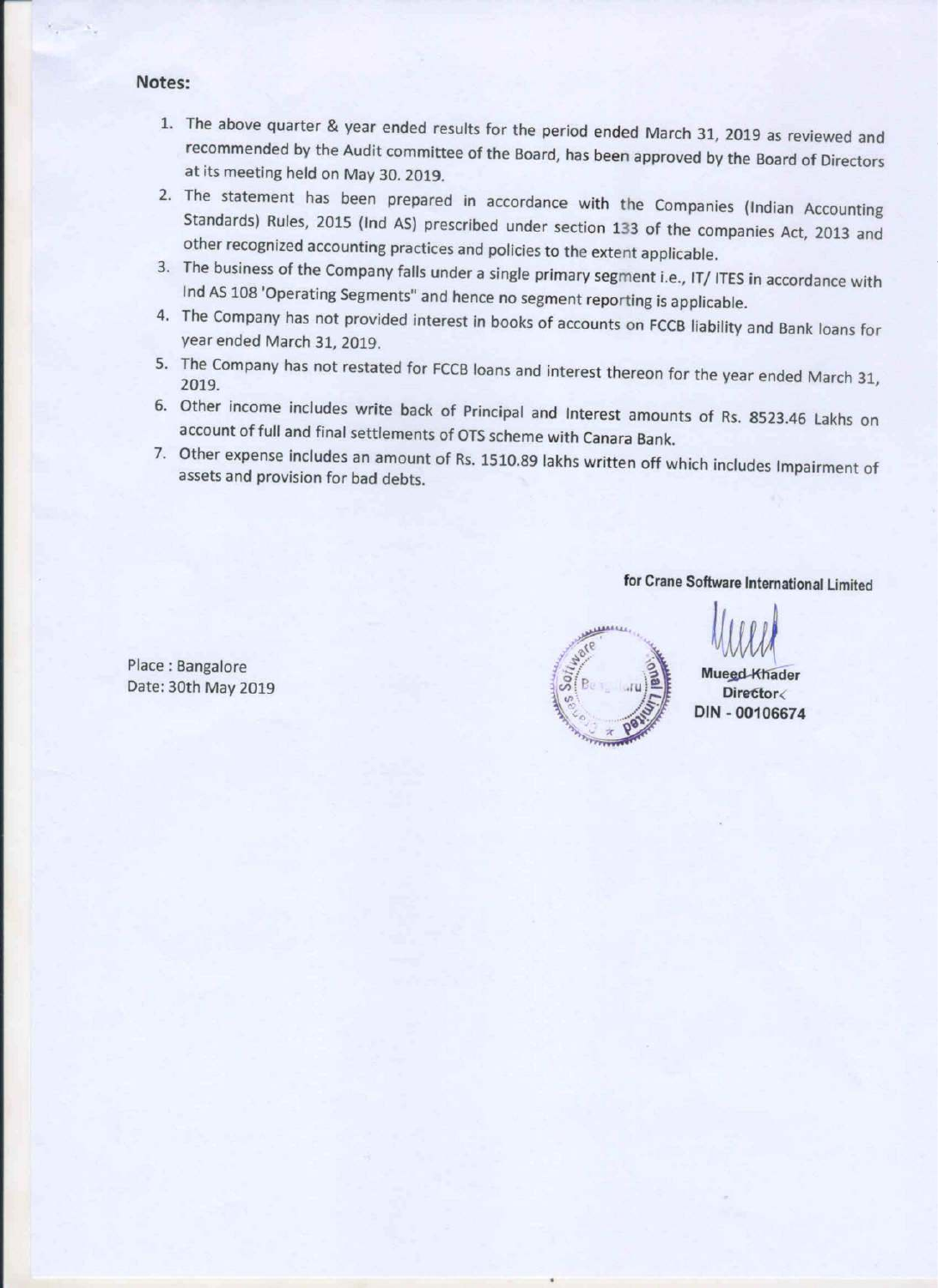**Notes:**

1. The above quarter & year ended results for the period ended March 31, 2019 as reviewed and recommended by the Audit committee of the Board, has been approved by the Board of Directors at its meeting held on May 30. 2019.
2. The statement has been prepared in accordance with the Companies (Indian Accounting Standards) Rules, 2015 (Ind AS) prescribed under section 133 of the companies Act, 2013 and other recognized accounting practices and policies to the extent applicable.
3. The business of the Company falls under a single primary segment i.e., IT/ ITES in accordance with Ind AS 108 'Operating Segments" and hence no segment reporting is applicable.
4. The Company has not provided interest in books of accounts on FCCB liability and Bank loans for year ended March 31, 2019.
5. The Company has not restated for FCCB loans and interest thereon for the year ended March 31, 2019.
6. Other income includes write back of Principal and Interest amounts of Rs. 8523.46 Lakhs on account of full and final settlements of OTS scheme with Canara Bank.
7. Other expense includes an amount of Rs. 1510.89 lakhs written off which includes Impairment of assets and provision for bad debts.

for Crane Software International Limited

Mueed Khader
Director
DIN - 00106674

Place : Bangalore
Date: 30th May 2019